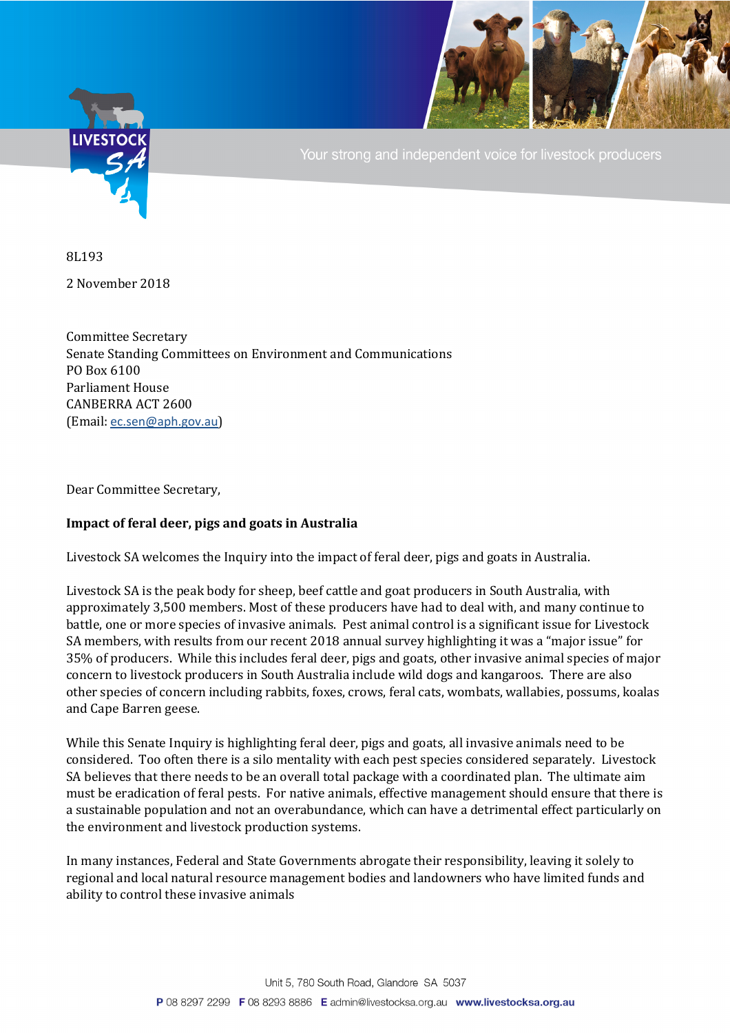8L193

2 November 2018

Committee Secretary
Senate Standing Committees on Environment and Communications
PO Box 6100
Parliament House
CANBERRA ACT 2600
(Email: ec.sen@aph.gov.au)

Dear Committee Secretary,

**Impact of feral deer, pigs and goats in Australia**

Livestock SA welcomes the Inquiry into the impact of feral deer, pigs and goats in Australia.

Livestock SA is the peak body for sheep, beef cattle and goat producers in South Australia, with approximately 3,500 members. Most of these producers have had to deal with, and many continue to battle, one or more species of invasive animals. Pest animal control is a significant issue for Livestock SA members, with results from our recent 2018 annual survey highlighting it was a "major issue" for 35% of producers. While this includes feral deer, pigs and goats, other invasive animal species of major concern to livestock producers in South Australia include wild dogs and kangaroos. There are also other species of concern including rabbits, foxes, crows, feral cats, wombats, wallabies, possums, koalas and Cape Barren geese.

While this Senate Inquiry is highlighting feral deer, pigs and goats, all invasive animals need to be considered. Too often there is a silo mentality with each pest species considered separately. Livestock SA believes that there needs to be an overall total package with a coordinated plan. The ultimate aim must be eradication of feral pests. For native animals, effective management should ensure that there is a sustainable population and not an overabundance, which can have a detrimental effect particularly on the environment and livestock production systems.

In many instances, Federal and State Governments abrogate their responsibility, leaving it solely to regional and local natural resource management bodies and landowners who have limited funds and ability to control these invasive animals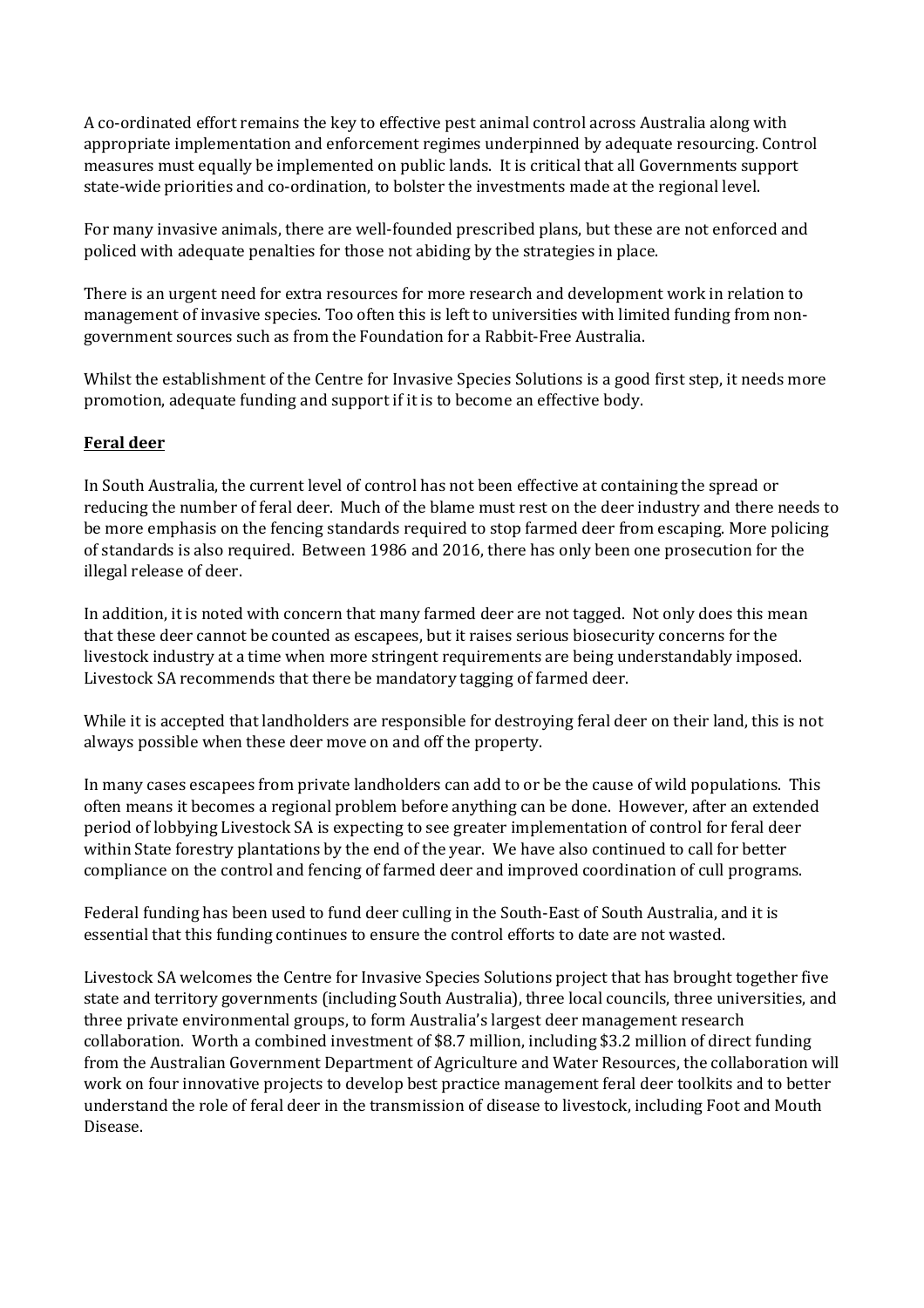A co-ordinated effort remains the key to effective pest animal control across Australia along with appropriate implementation and enforcement regimes underpinned by adequate resourcing. Control measures must equally be implemented on public lands. It is critical that all Governments support state-wide priorities and co-ordination, to bolster the investments made at the regional level.

For many invasive animals, there are well-founded prescribed plans, but these are not enforced and policed with adequate penalties for those not abiding by the strategies in place.

There is an urgent need for extra resources for more research and development work in relation to management of invasive species. Too often this is left to universities with limited funding from non-government sources such as from the Foundation for a Rabbit-Free Australia.

Whilst the establishment of the Centre for Invasive Species Solutions is a good first step, it needs more promotion, adequate funding and support if it is to become an effective body.

**Feral deer**

In South Australia, the current level of control has not been effective at containing the spread or reducing the number of feral deer. Much of the blame must rest on the deer industry and there needs to be more emphasis on the fencing standards required to stop farmed deer from escaping. More policing of standards is also required. Between 1986 and 2016, there has only been one prosecution for the illegal release of deer.

In addition, it is noted with concern that many farmed deer are not tagged. Not only does this mean that these deer cannot be counted as escapees, but it raises serious biosecurity concerns for the livestock industry at a time when more stringent requirements are being understandably imposed. Livestock SA recommends that there be mandatory tagging of farmed deer.

While it is accepted that landholders are responsible for destroying feral deer on their land, this is not always possible when these deer move on and off the property.

In many cases escapees from private landholders can add to or be the cause of wild populations. This often means it becomes a regional problem before anything can be done. However, after an extended period of lobbying Livestock SA is expecting to see greater implementation of control for feral deer within State forestry plantations by the end of the year. We have also continued to call for better compliance on the control and fencing of farmed deer and improved coordination of cull programs.

Federal funding has been used to fund deer culling in the South-East of South Australia, and it is essential that this funding continues to ensure the control efforts to date are not wasted.

Livestock SA welcomes the Centre for Invasive Species Solutions project that has brought together five state and territory governments (including South Australia), three local councils, three universities, and three private environmental groups, to form Australia's largest deer management research collaboration. Worth a combined investment of $8.7 million, including $3.2 million of direct funding from the Australian Government Department of Agriculture and Water Resources, the collaboration will work on four innovative projects to develop best practice management feral deer toolkits and to better understand the role of feral deer in the transmission of disease to livestock, including Foot and Mouth Disease.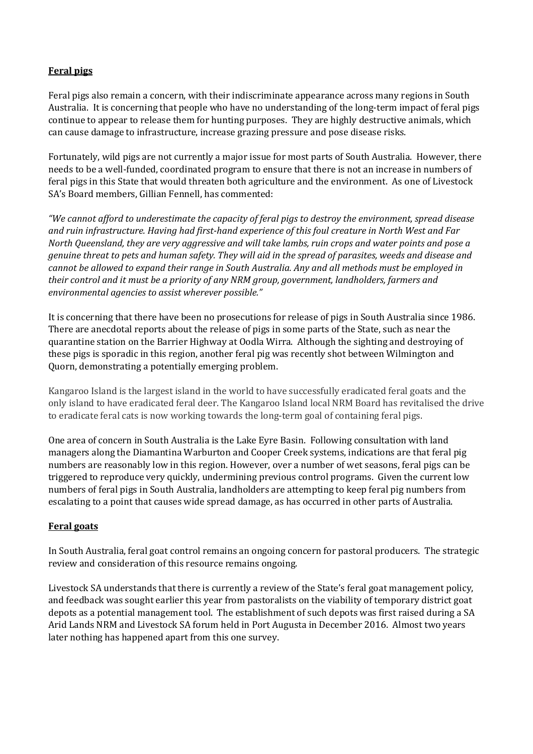**Feral pigs**

Feral pigs also remain a concern, with their indiscriminate appearance across many regions in South Australia. It is concerning that people who have no understanding of the long-term impact of feral pigs continue to appear to release them for hunting purposes. They are highly destructive animals, which can cause damage to infrastructure, increase grazing pressure and pose disease risks.

Fortunately, wild pigs are not currently a major issue for most parts of South Australia. However, there needs to be a well-funded, coordinated program to ensure that there is not an increase in numbers of feral pigs in this State that would threaten both agriculture and the environment. As one of Livestock SA's Board members, Gillian Fennell, has commented:

*"We cannot afford to underestimate the capacity of feral pigs to destroy the environment, spread disease and ruin infrastructure. Having had first-hand experience of this foul creature in North West and Far North Queensland, they are very aggressive and will take lambs, ruin crops and water points and pose a genuine threat to pets and human safety. They will aid in the spread of parasites, weeds and disease and cannot be allowed to expand their range in South Australia. Any and all methods must be employed in their control and it must be a priority of any NRM group, government, landholders, farmers and environmental agencies to assist wherever possible."*

It is concerning that there have been no prosecutions for release of pigs in South Australia since 1986. There are anecdotal reports about the release of pigs in some parts of the State, such as near the quarantine station on the Barrier Highway at Oodla Wirra. Although the sighting and destroying of these pigs is sporadic in this region, another feral pig was recently shot between Wilmington and Quorn, demonstrating a potentially emerging problem.

Kangaroo Island is the largest island in the world to have successfully eradicated feral goats and the only island to have eradicated feral deer. The Kangaroo Island local NRM Board has revitalised the drive to eradicate feral cats is now working towards the long-term goal of containing feral pigs.

One area of concern in South Australia is the Lake Eyre Basin. Following consultation with land managers along the Diamantina Warburton and Cooper Creek systems, indications are that feral pig numbers are reasonably low in this region. However, over a number of wet seasons, feral pigs can be triggered to reproduce very quickly, undermining previous control programs. Given the current low numbers of feral pigs in South Australia, landholders are attempting to keep feral pig numbers from escalating to a point that causes wide spread damage, as has occurred in other parts of Australia.

**Feral goats**

In South Australia, feral goat control remains an ongoing concern for pastoral producers. The strategic review and consideration of this resource remains ongoing.

Livestock SA understands that there is currently a review of the State's feral goat management policy, and feedback was sought earlier this year from pastoralists on the viability of temporary district goat depots as a potential management tool. The establishment of such depots was first raised during a SA Arid Lands NRM and Livestock SA forum held in Port Augusta in December 2016. Almost two years later nothing has happened apart from this one survey.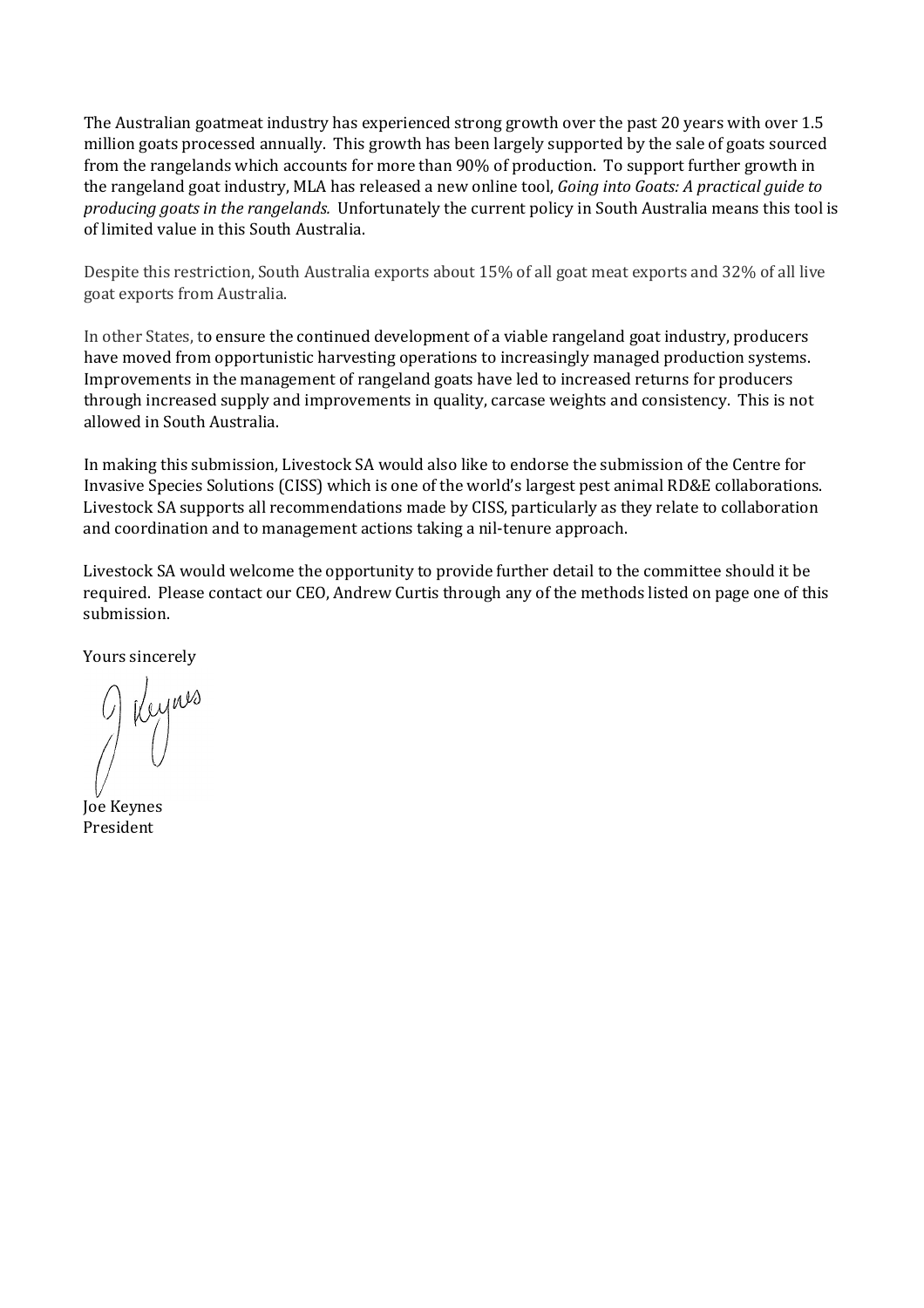The Australian goatmeat industry has experienced strong growth over the past 20 years with over 1.5 million goats processed annually. This growth has been largely supported by the sale of goats sourced from the rangelands which accounts for more than 90% of production. To support further growth in the rangeland goat industry, MLA has released a new online tool, *Going into Goats: A practical guide to producing goats in the rangelands*. Unfortunately the current policy in South Australia means this tool is of limited value in this South Australia.

Despite this restriction, South Australia exports about 15% of all goat meat exports and 32% of all live goat exports from Australia.

In other States, to ensure the continued development of a viable rangeland goat industry, producers have moved from opportunistic harvesting operations to increasingly managed production systems. Improvements in the management of rangeland goats have led to increased returns for producers through increased supply and improvements in quality, carcase weights and consistency. This is not allowed in South Australia.

In making this submission, Livestock SA would also like to endorse the submission of the Centre for Invasive Species Solutions (CISS) which is one of the world's largest pest animal RD&E collaborations. Livestock SA supports all recommendations made by CISS, particularly as they relate to collaboration and coordination and to management actions taking a nil-tenure approach.

Livestock SA would welcome the opportunity to provide further detail to the committee should it be required. Please contact our CEO, Andrew Curtis through any of the methods listed on page one of this submission.

Yours sincerely

Joe Keynes
President